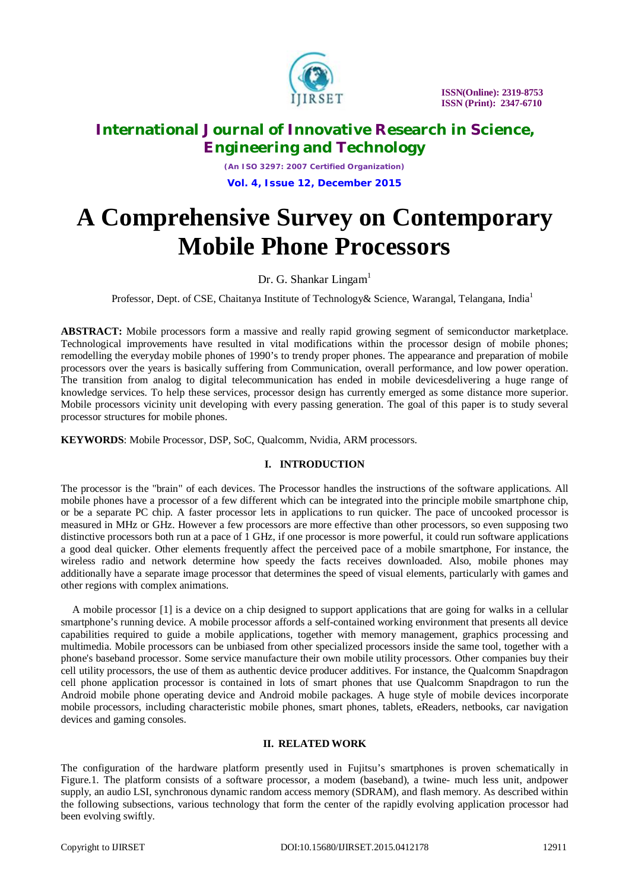# A Comprehensive Survey on Contemporary Mobile Phone Processors

Dr. G. Shankar Lingam[1]

Professor, Dept. of CSE, Chaitanya Institute of Technology& Science, Warangal, Telangana, India[1]

**ABSTRACT:** Mobile processors form a massive and really rapid growing segment of semiconductor marketplace. Technological improvements have resulted in vital modifications within the processor design of mobile phones; remodelling the everyday mobile phones of 1990's to trendy proper phones. The appearance and preparation of mobile processors over the years is basically suffering from Communication, overall performance, and low power operation. The transition from analog to digital telecommunication has ended in mobile devicesdelivering a huge range of knowledge services. To help these services, processor design has currently emerged as some distance more superior. Mobile processors vicinity unit developing with every passing generation. The goal of this paper is to study several processor structures for mobile phones.

**KEYWORDS**: Mobile Processor, DSP, SoC, Qualcomm, Nvidia, ARM processors.

## I. INTRODUCTION

The processor is the "brain" of each devices. The Processor handles the instructions of the software applications. All mobile phones have a processor of a few different which can be integrated into the principle mobile smartphone chip, or be a separate PC chip. A faster processor lets in applications to run quicker. The pace of uncooked processor is measured in MHz or GHz. However a few processors are more effective than other processors, so even supposing two distinctive processors both run at a pace of 1 GHz, if one processor is more powerful, it could run software applications a good deal quicker. Other elements frequently affect the perceived pace of a mobile smartphone, For instance, the wireless radio and network determine how speedy the facts receives downloaded. Also, mobile phones may additionally have a separate image processor that determines the speed of visual elements, particularly with games and other regions with complex animations.

A mobile processor [1] is a device on a chip designed to support applications that are going for walks in a cellular smartphone's running device. A mobile processor affords a self-contained working environment that presents all device capabilities required to guide a mobile applications, together with memory management, graphics processing and multimedia. Mobile processors can be unbiased from other specialized processors inside the same tool, together with a phone's baseband processor. Some service manufacture their own mobile utility processors. Other companies buy their cell utility processors, the use of them as authentic device producer additives. For instance, the Qualcomm Snapdragon cell phone application processor is contained in lots of smart phones that use Qualcomm Snapdragon to run the Android mobile phone operating device and Android mobile packages. A huge style of mobile devices incorporate mobile processors, including characteristic mobile phones, smart phones, tablets, eReaders, netbooks, car navigation devices and gaming consoles.

## II. RELATED WORK

The configuration of the hardware platform presently used in Fujitsu's smartphones is proven schematically in Figure.1. The platform consists of a software processor, a modem (baseband), a twine- much less unit, andpower supply, an audio LSI, synchronous dynamic random access memory (SDRAM), and flash memory. As described within the following subsections, various technology that form the center of the rapidly evolving application processor had been evolving swiftly.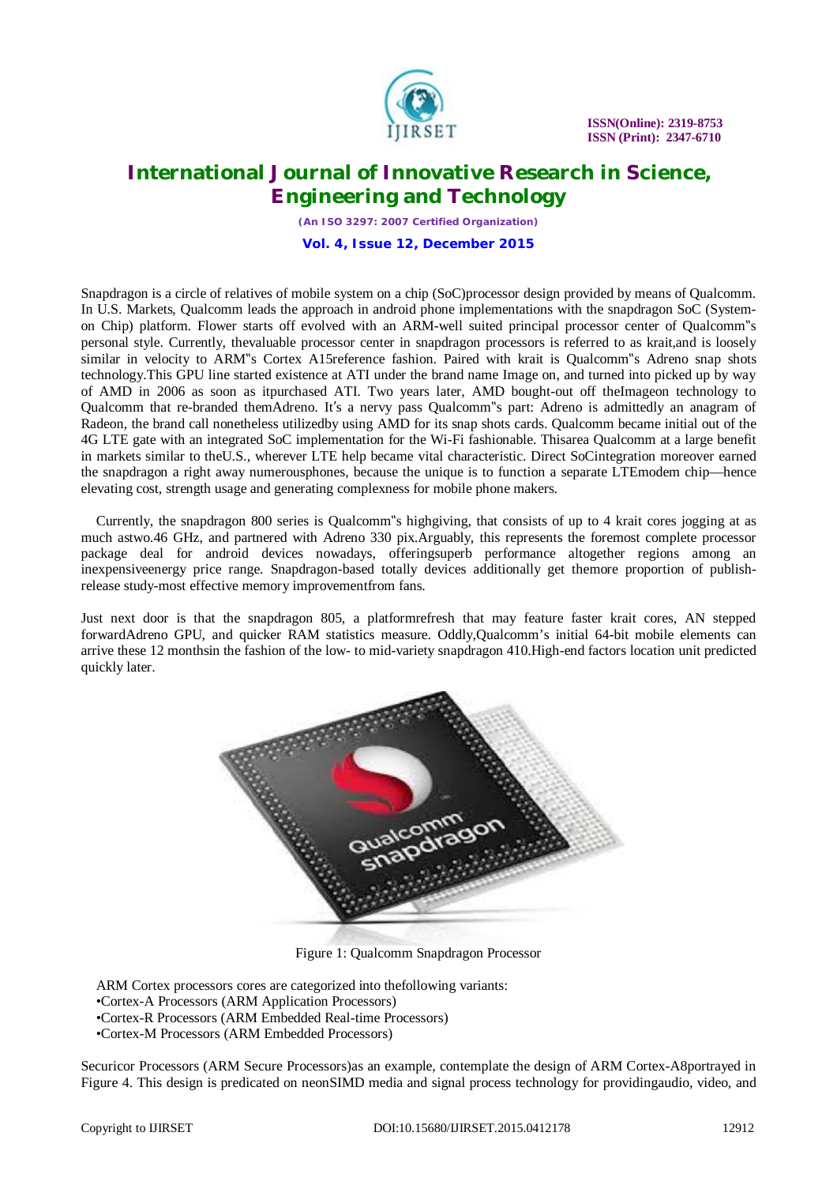Snapdragon is a circle of relatives of mobile system on a chip (SoC)processor design provided by means of Qualcomm. In U.S. Markets, Qualcomm leads the approach in android phone implementations with the snapdragon SoC (System-on Chip) platform. Flower starts off evolved with an ARM-well suited principal processor center of Qualcomm‟s personal style. Currently, thevaluable processor center in snapdragon processors is referred to as krait,and is loosely similar in velocity to ARM‟s Cortex A15reference fashion. Paired with krait is Qualcomm‟s Adreno snap shots technology.This GPU line started existence at ATI under the brand name Image on, and turned into picked up by way of AMD in 2006 as soon as itpurchased ATI. Two years later, AMD bought-out off theImageon technology to Qualcomm that re-branded themAdreno. It's a nervy pass Qualcomm‟s part: Adreno is admittedly an anagram of Radeon, the brand call nonetheless utilizedby using AMD for its snap shots cards. Qualcomm became initial out of the 4G LTE gate with an integrated SoC implementation for the Wi-Fi fashionable. Thisarea Qualcomm at a large benefit in markets similar to theU.S., wherever LTE help became vital characteristic. Direct SoCintegration moreover earned the snapdragon a right away numerousphones, because the unique is to function a separate LTEmodem chip—hence elevating cost, strength usage and generating complexness for mobile phone makers.

Currently, the snapdragon 800 series is Qualcomm‟s highgiving, that consists of up to 4 krait cores jogging at as much astwo.46 GHz, and partnered with Adreno 330 pix.Arguably, this represents the foremost complete processor package deal for android devices nowadays, offeringsuperb performance altogether regions among an inexpensiveenergy price range. Snapdragon-based totally devices additionally get themore proportion of publish-release study-most effective memory improvementfrom fans.

Just next door is that the snapdragon 805, a platformrefresh that may feature faster krait cores, AN stepped forwardAdreno GPU, and quicker RAM statistics measure. Oddly,Qualcomm's initial 64-bit mobile elements can arrive these 12 monthsin the fashion of the low- to mid-variety snapdragon 410.High-end factors location unit predicted quickly later.

Figure 1: Qualcomm Snapdragon Processor

ARM Cortex processors cores are categorized into thefollowing variants:

- •Cortex-A Processors (ARM Application Processors)
- •Cortex-R Processors (ARM Embedded Real-time Processors)
- •Cortex-M Processors (ARM Embedded Processors)

Securicor Processors (ARM Secure Processors)as an example, contemplate the design of ARM Cortex-A8portrayed in Figure 4. This design is predicated on neonSIMD media and signal process technology for providingaudio, video, and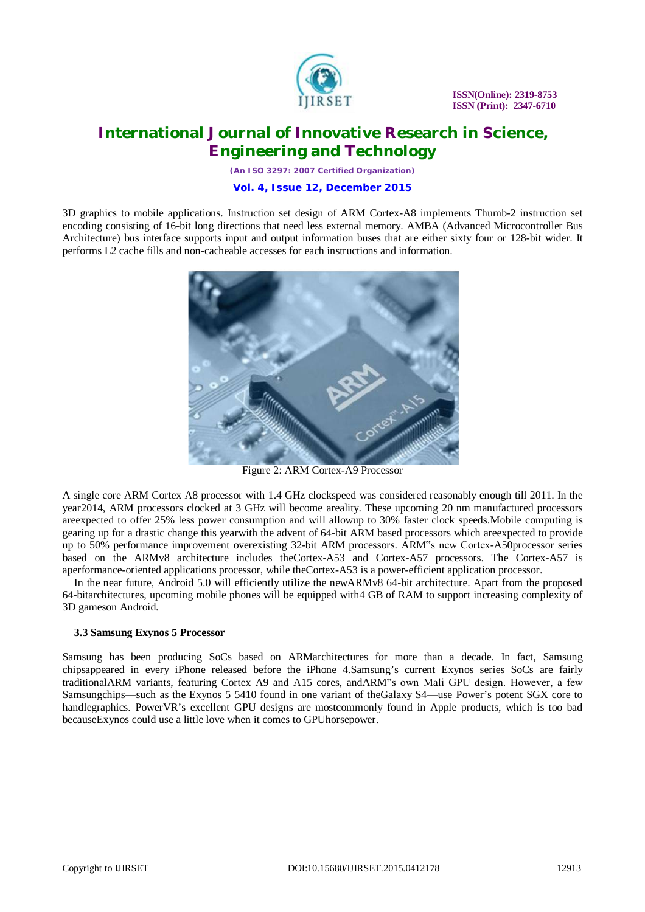3D graphics to mobile applications. Instruction set design of ARM Cortex-A8 implements Thumb-2 instruction set encoding consisting of 16-bit long directions that need less external memory. AMBA (Advanced Microcontroller Bus Architecture) bus interface supports input and output information buses that are either sixty four or 128-bit wider. It performs L2 cache fills and non-cacheable accesses for each instructions and information.

Figure 2: ARM Cortex-A9 Processor

A single core ARM Cortex A8 processor with 1.4 GHz clockspeed was considered reasonably enough till 2011. In the year2014, ARM processors clocked at 3 GHz will become areality. These upcoming 20 nm manufactured processors areexpected to offer 25% less power consumption and will allowup to 30% faster clock speeds.Mobile computing is gearing up for a drastic change this yearwith the advent of 64-bit ARM based processors which areexpected to provide up to 50% performance improvement overexisting 32-bit ARM processors. ARM"s new Cortex-A50processor series based on the ARMv8 architecture includes theCortex-A53 and Cortex-A57 processors. The Cortex-A57 is aperformance-oriented applications processor, while theCortex-A53 is a power-efficient application processor.

In the near future, Android 5.0 will efficiently utilize the newARMv8 64-bit architecture. Apart from the proposed 64-bitarchitectures, upcoming mobile phones will be equipped with4 GB of RAM to support increasing complexity of 3D gameson Android.

### 3.3 Samsung Exynos 5 Processor

Samsung has been producing SoCs based on ARMarchitectures for more than a decade. In fact, Samsung chipsappeared in every iPhone released before the iPhone 4.Samsung's current Exynos series SoCs are fairly traditionalARM variants, featuring Cortex A9 and A15 cores, andARM"s own Mali GPU design. However, a few Samsungchips—such as the Exynos 5 5410 found in one variant of theGalaxy S4—use Power's potent SGX core to handlegraphics. PowerVR's excellent GPU designs are mostcommonly found in Apple products, which is too bad becauseExynos could use a little love when it comes to GPUhorsepower.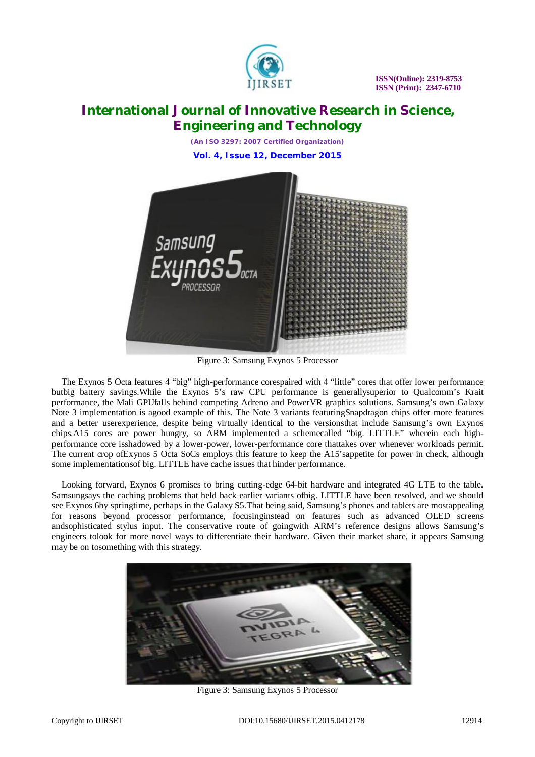Figure 3: Samsung Exynos 5 Processor

The Exynos 5 Octa features 4 "big" high-performance corespaired with 4 "little" cores that offer lower performance butbig battery savings.While the Exynos 5's raw CPU performance is generallysuperior to Qualcomm's Krait performance, the Mali GPUfalls behind competing Adreno and PowerVR graphics solutions. Samsung's own Galaxy Note 3 implementation is agood example of this. The Note 3 variants featuringSnapdragon chips offer more features and a better userexperience, despite being virtually identical to the versionsthat include Samsung's own Exynos chips.A15 cores are power hungry, so ARM implemented a schemecalled "big. LITTLE" wherein each high-performance core isshadowed by a lower-power, lower-performance core thattakes over whenever workloads permit. The current crop ofExynos 5 Octa SoCs employs this feature to keep the A15'sappetite for power in check, although some implementationsof big. LITTLE have cache issues that hinder performance.

Looking forward, Exynos 6 promises to bring cutting-edge 64-bit hardware and integrated 4G LTE to the table. Samsungsays the caching problems that held back earlier variants ofbig. LITTLE have been resolved, and we should see Exynos 6by springtime, perhaps in the Galaxy S5.That being said, Samsung's phones and tablets are mostappealing for reasons beyond processor performance, focusinginstead on features such as advanced OLED screens andsophisticated stylus input. The conservative route of goingwith ARM's reference designs allows Samsung's engineers tolook for more novel ways to differentiate their hardware. Given their market share, it appears Samsung may be on tosomething with this strategy.

Figure 3: Samsung Exynos 5 Processor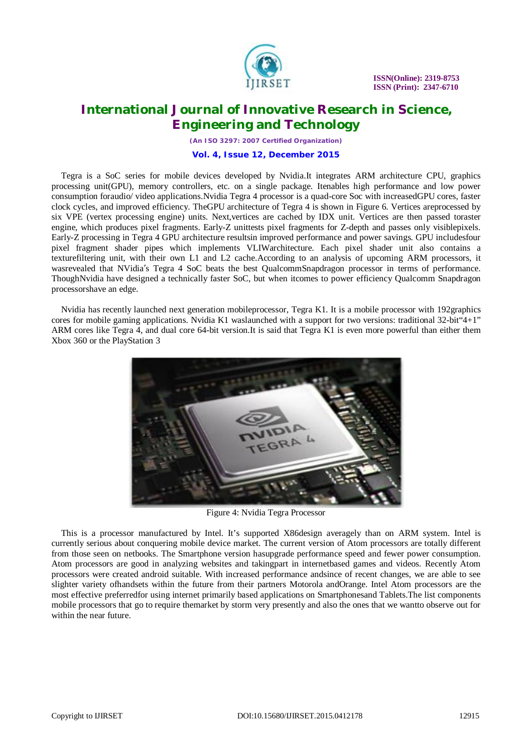Tegra is a SoC series for mobile devices developed by Nvidia.It integrates ARM architecture CPU, graphics processing unit(GPU), memory controllers, etc. on a single package. Itenables high performance and low power consumption foraudio/ video applications.Nvidia Tegra 4 processor is a quad-core Soc with increasedGPU cores, faster clock cycles, and improved efficiency. TheGPU architecture of Tegra 4 is shown in Figure 6. Vertices areprocessed by six VPE (vertex processing engine) units. Next,vertices are cached by IDX unit. Vertices are then passed toraster engine, which produces pixel fragments. Early-Z unittests pixel fragments for Z-depth and passes only visiblepixels. Early-Z processing in Tegra 4 GPU architecture resultsin improved performance and power savings. GPU includesfour pixel fragment shader pipes which implements VLIWarchitecture. Each pixel shader unit also contains a texturefiltering unit, with their own L1 and L2 cache.According to an analysis of upcoming ARM processors, it wasrevealed that NVidia's Tegra 4 SoC beats the best QualcommSnapdragon processor in terms of performance. ThoughNvidia have designed a technically faster SoC, but when itcomes to power efficiency Qualcomm Snapdragon processorshave an edge.

Nvidia has recently launched next generation mobileprocessor, Tegra K1. It is a mobile processor with 192graphics cores for mobile gaming applications. Nvidia K1 waslaunched with a support for two versions: traditional 32-bit"4+1" ARM cores like Tegra 4, and dual core 64-bit version.It is said that Tegra K1 is even more powerful than either them Xbox 360 or the PlayStation 3

Figure 4: Nvidia Tegra Processor

This is a processor manufactured by Intel. It's supported X86design averagely than on ARM system. Intel is currently serious about conquering mobile device market. The current version of Atom processors are totally different from those seen on netbooks. The Smartphone version hasupgrade performance speed and fewer power consumption. Atom processors are good in analyzing websites and takingpart in internetbased games and videos. Recently Atom processors were created android suitable. With increased performance andsince of recent changes, we are able to see slighter variety ofhandsets within the future from their partners Motorola andOrange. Intel Atom processors are the most effective preferredfor using internet primarily based applications on Smartphonesand Tablets.The list components mobile processors that go to require themarket by storm very presently and also the ones that we wantto observe out for within the near future.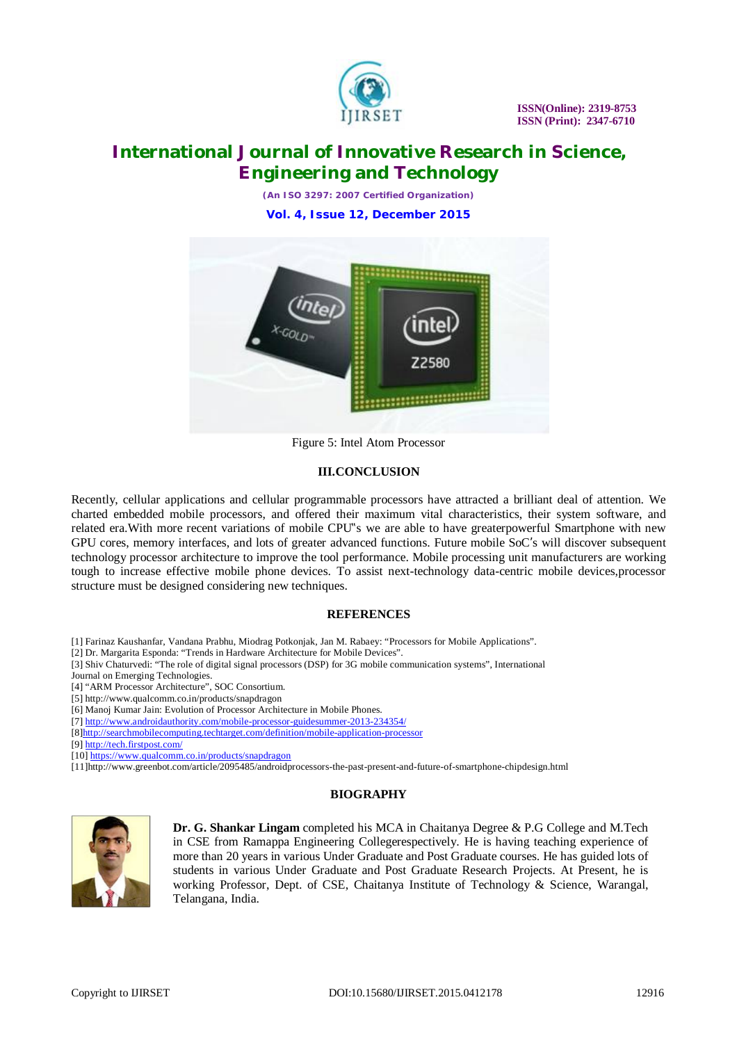Figure 5: Intel Atom Processor

## III.CONCLUSION

Recently, cellular applications and cellular programmable processors have attracted a brilliant deal of attention. We charted embedded mobile processors, and offered their maximum vital characteristics, their system software, and related era.With more recent variations of mobile CPU"s we are able to have greaterpowerful Smartphone with new GPU cores, memory interfaces, and lots of greater advanced functions. Future mobile SoC's will discover subsequent technology processor architecture to improve the tool performance. Mobile processing unit manufacturers are working tough to increase effective mobile phone devices. To assist next-technology data-centric mobile devices,processor structure must be designed considering new techniques.

## REFERENCES

[1] Farinaz Kaushanfar, Vandana Prabhu, Miodrag Potkonjak, Jan M. Rabaey: "Processors for Mobile Applications".
[2] Dr. Margarita Esponda: "Trends in Hardware Architecture for Mobile Devices".
[3] Shiv Chaturvedi: "The role of digital signal processors (DSP) for 3G mobile communication systems", International Journal on Emerging Technologies.
[4] "ARM Processor Architecture", SOC Consortium.
[5] http://www.qualcomm.co.in/products/snapdragon
[6] Manoj Kumar Jain: Evolution of Processor Architecture in Mobile Phones.
[7] http://www.androidauthority.com/mobile-processor-guidesummer-2013-234354/
[8]http://searchmobilecomputing.techtarget.com/definition/mobile-application-processor
[9] http://tech.firstpost.com/
[10] https://www.qualcomm.co.in/products/snapdragon
[11]http://www.greenbot.com/article/2095485/androidprocessors-the-past-present-and-future-of-smartphone-chipdesign.html

## BIOGRAPHY

**Dr. G. Shankar Lingam** completed his MCA in Chaitanya Degree & P.G College and M.Tech in CSE from Ramappa Engineering Collegerespectively. He is having teaching experience of more than 20 years in various Under Graduate and Post Graduate courses. He has guided lots of students in various Under Graduate and Post Graduate Research Projects. At Present, he is working Professor, Dept. of CSE, Chaitanya Institute of Technology & Science, Warangal, Telangana, India.